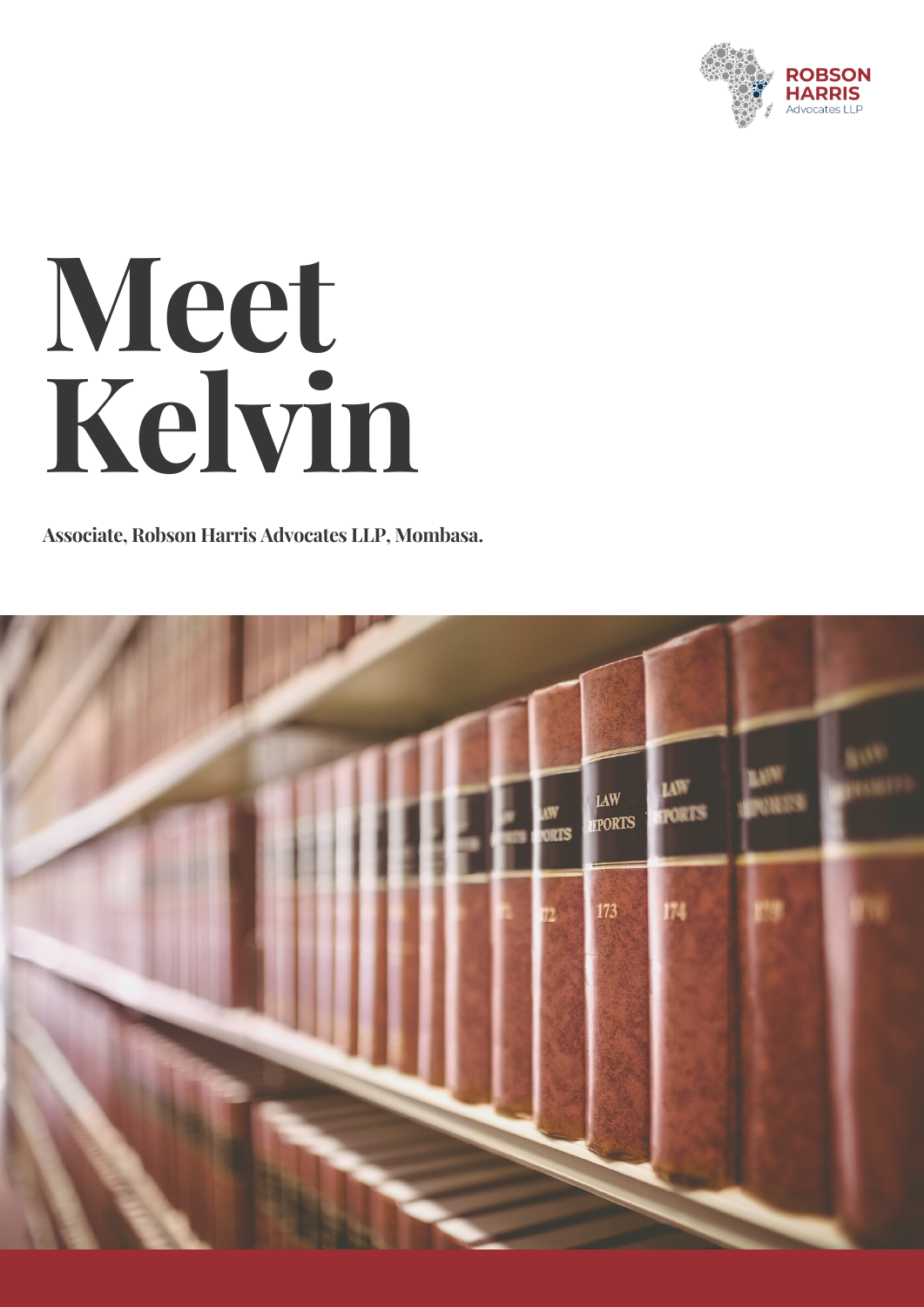# Meet Kelvin

**Associate, Robson Harris Advocates LLP, Mombasa.**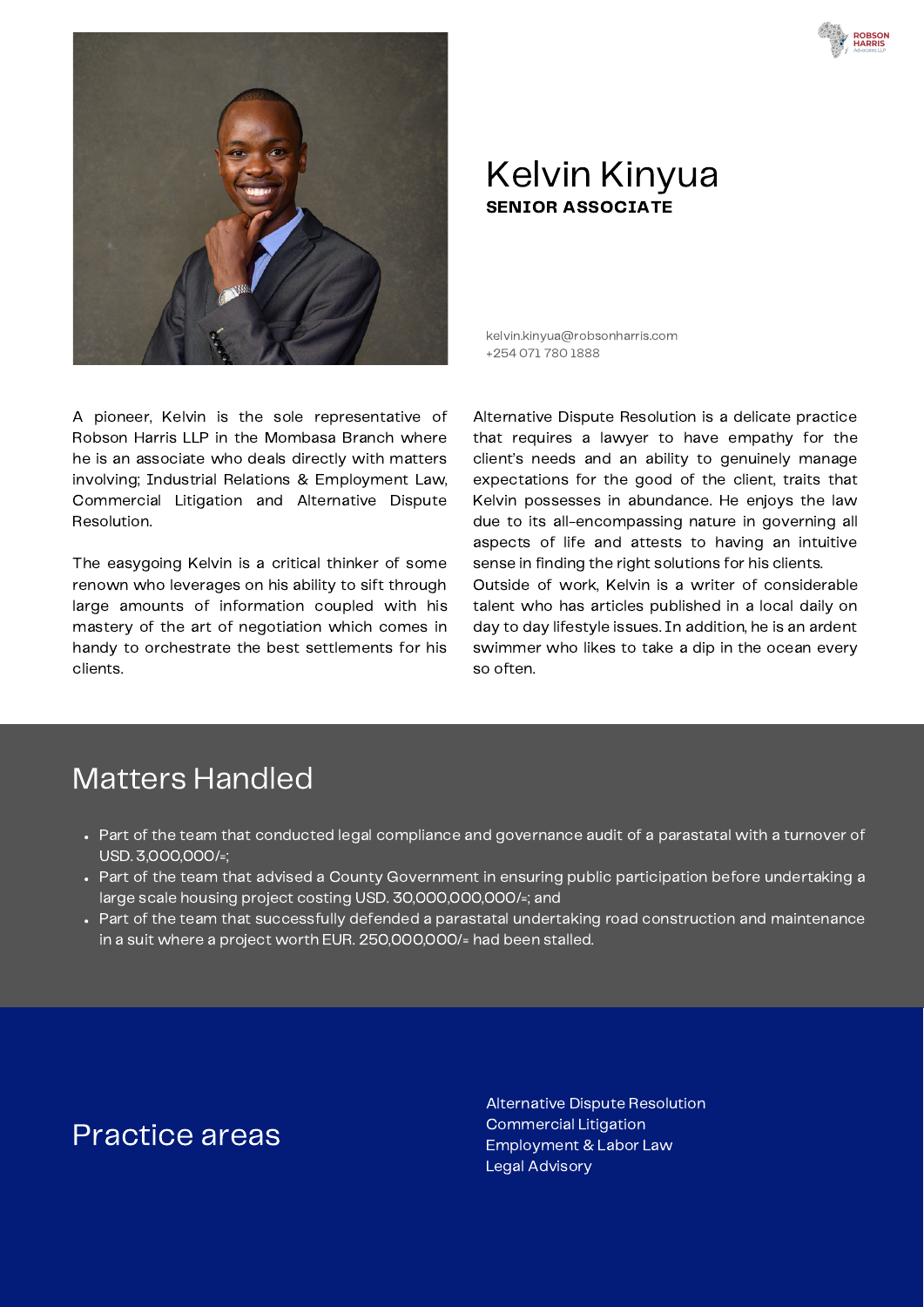# Kelvin Kinyua

**SENIOR ASSOCIATE**

kelvin.kinyua@robsonharris.com
+254 071 780 1888

A pioneer, Kelvin is the sole representative of Robson Harris LLP in the Mombasa Branch where he is an associate who deals directly with matters involving; Industrial Relations & Employment Law, Commercial Litigation and Alternative Dispute Resolution.

The easygoing Kelvin is a critical thinker of some renown who leverages on his ability to sift through large amounts of information coupled with his mastery of the art of negotiation which comes in handy to orchestrate the best settlements for his clients.

Alternative Dispute Resolution is a delicate practice that requires a lawyer to have empathy for the client's needs and an ability to genuinely manage expectations for the good of the client, traits that Kelvin possesses in abundance. He enjoys the law due to its all-encompassing nature in governing all aspects of life and attests to having an intuitive sense in finding the right solutions for his clients.
Outside of work, Kelvin is a writer of considerable talent who has articles published in a local daily on day to day lifestyle issues. In addition, he is an ardent swimmer who likes to take a dip in the ocean every so often.

## Matters Handled

- Part of the team that conducted legal compliance and governance audit of a parastatal with a turnover of USD. 3,000,000/=;
- Part of the team that advised a County Government in ensuring public participation before undertaking a large scale housing project costing USD. 30,000,000,000/=; and
- Part of the team that successfully defended a parastatal undertaking road construction and maintenance in a suit where a project worth EUR. 250,000,000/= had been stalled.

## Practice areas

Alternative Dispute Resolution
Commercial Litigation
Employment & Labor Law
Legal Advisory